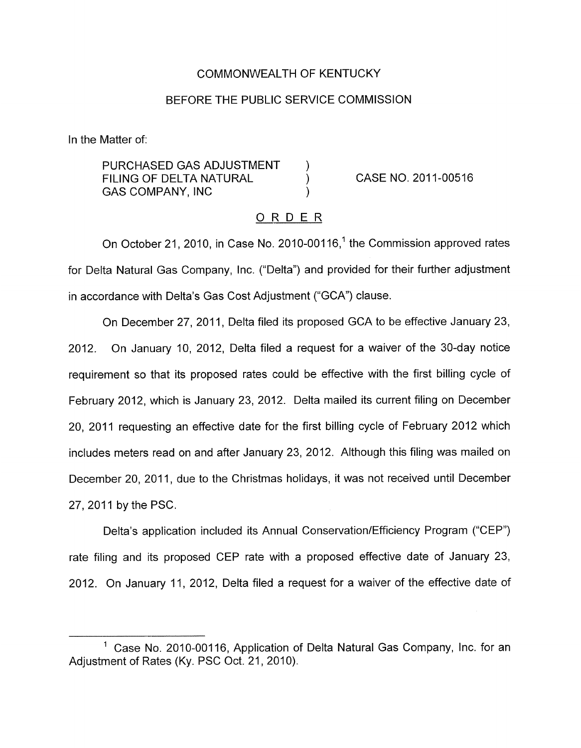COMMONWEALTH OF KENTUCKY

BEFORE THE PUBLIC SERVICE COMMISSION

In the Matter of:

| | | |
|---|---|---|
| PURCHASED GAS ADJUSTMENT FILING OF DELTA NATURAL GAS COMPANY, INC | ) ) ) | CASE NO. 2011-00516 |

## ORDER

On October 21, 2010, in Case No. 2010-00116,[1] the Commission approved rates for Delta Natural Gas Company, Inc. ("Delta") and provided for their further adjustment in accordance with Delta's Gas Cost Adjustment ("GCA") clause.

On December 27, 2011, Delta filed its proposed GCA to be effective January 23, 2012. On January 10, 2012, Delta filed a request for a waiver of the 30-day notice requirement so that its proposed rates could be effective with the first billing cycle of February 2012, which is January 23, 2012. Delta mailed its current filing on December 20, 2011 requesting an effective date for the first billing cycle of February 2012 which includes meters read on and after January 23, 2012. Although this filing was mailed on December 20, 2011, due to the Christmas holidays, it was not received until December 27, 2011 by the PSC.

Delta's application included its Annual Conservation/Efficiency Program ("CEP") rate filing and its proposed CEP rate with a proposed effective date of January 23, 2012. On January 11, 2012, Delta filed a request for a waiver of the effective date of

---

[1] Case No. 2010-00116, Application of Delta Natural Gas Company, Inc. for an Adjustment of Rates (Ky. PSC Oct. 21, 2010).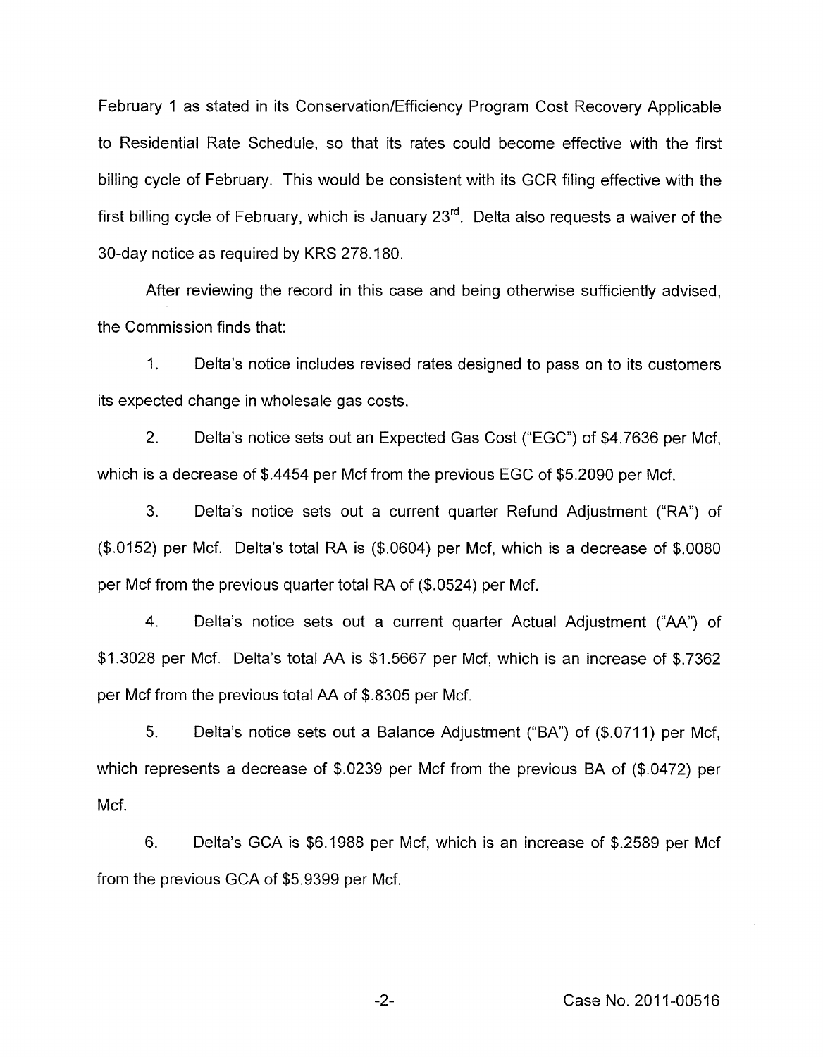February 1 as stated in its Conservation/Efficiency Program Cost Recovery Applicable to Residential Rate Schedule, so that its rates could become effective with the first billing cycle of February. This would be consistent with its GCR filing effective with the first billing cycle of February, which is January 23rd. Delta also requests a waiver of the 30-day notice as required by KRS 278.180.

After reviewing the record in this case and being otherwise sufficiently advised, the Commission finds that:

1. Delta's notice includes revised rates designed to pass on to its customers its expected change in wholesale gas costs.

2. Delta's notice sets out an Expected Gas Cost ("EGC") of $4.7636 per Mcf, which is a decrease of $.4454 per Mcf from the previous EGC of $5.2090 per Mcf.

3. Delta's notice sets out a current quarter Refund Adjustment ("RA") of ($.0152) per Mcf. Delta's total RA is ($.0604) per Mcf, which is a decrease of $.0080 per Mcf from the previous quarter total RA of ($.0524) per Mcf.

4. Delta's notice sets out a current quarter Actual Adjustment ("AA") of $1.3028 per Mcf. Delta's total AA is $1.5667 per Mcf, which is an increase of $.7362 per Mcf from the previous total AA of $.8305 per Mcf.

5. Delta's notice sets out a Balance Adjustment ("BA") of ($.0711) per Mcf, which represents a decrease of $.0239 per Mcf from the previous BA of ($.0472) per Mcf.

6. Delta's GCA is $6.1988 per Mcf, which is an increase of $.2589 per Mcf from the previous GCA of $5.9399 per Mcf.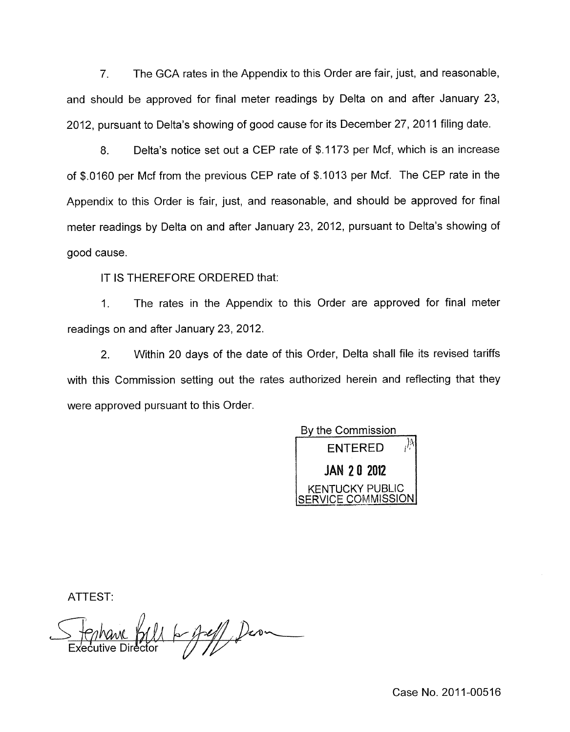7. The GCA rates in the Appendix to this Order are fair, just, and reasonable, and should be approved for final meter readings by Delta on and after January 23, 2012, pursuant to Delta's showing of good cause for its December 27, 2011 filing date.

8. Delta's notice set out a CEP rate of $.1173 per Mcf, which is an increase of $.0160 per Mcf from the previous CEP rate of $.1013 per Mcf. The CEP rate in the Appendix to this Order is fair, just, and reasonable, and should be approved for final meter readings by Delta on and after January 23, 2012, pursuant to Delta's showing of good cause.

IT IS THEREFORE ORDERED that:

1. The rates in the Appendix to this Order are approved for final meter readings on and after January 23, 2012.

2. Within 20 days of the date of this Order, Delta shall file its revised tariffs with this Commission setting out the rates authorized herein and reflecting that they were approved pursuant to this Order.

By the Commission

ENTERED
JAN 20 2012
KENTUCKY PUBLIC SERVICE COMMISSION

ATTEST:

Executive Director

Case No. 2011-00516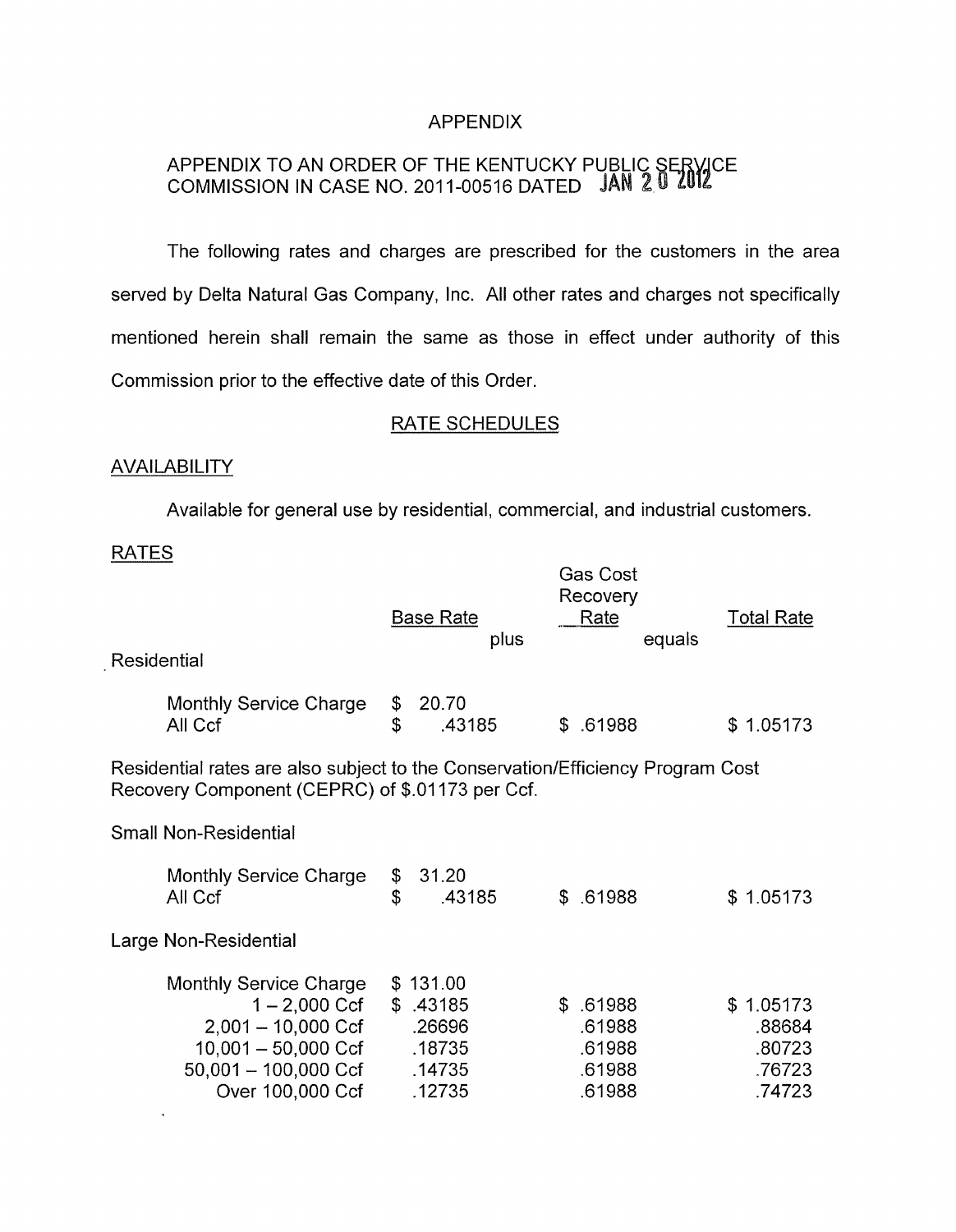APPENDIX

APPENDIX TO AN ORDER OF THE KENTUCKY PUBLIC SERVICE COMMISSION IN CASE NO. 2011-00516 DATED JAN 20 2012

The following rates and charges are prescribed for the customers in the area served by Delta Natural Gas Company, Inc. All other rates and charges not specifically mentioned herein shall remain the same as those in effect under authority of this Commission prior to the effective date of this Order.

## RATE SCHEDULES

### AVAILABILITY

Available for general use by residential, commercial, and industrial customers.

### RATES

| | Base Rate (plus) | Gas Cost Recovery Rate (equals) | Total Rate |
|---|---|---|---|
| **Residential** | | | |
| Monthly Service Charge | $ 20.70 | | |
| All Ccf | $ .43185 | $ .61988 | $ 1.05173 |

Residential rates are also subject to the Conservation/Efficiency Program Cost Recovery Component (CEPRC) of $.01173 per Ccf.

| | Base Rate | Gas Cost Recovery Rate | Total Rate |
|---|---|---|---|
| **Small Non-Residential** | | | |
| Monthly Service Charge | $ 31.20 | | |
| All Ccf | $ .43185 | $ .61988 | $ 1.05173 |
| **Large Non-Residential** | | | |
| Monthly Service Charge | $ 131.00 | | |
| 1 – 2,000 Ccf | $ .43185 | $ .61988 | $ 1.05173 |
| 2,001 – 10,000 Ccf | .26696 | .61988 | .88684 |
| 10,001 – 50,000 Ccf | .18735 | .61988 | .80723 |
| 50,001 – 100,000 Ccf | .14735 | .61988 | .76723 |
| Over 100,000 Ccf | .12735 | .61988 | .74723 |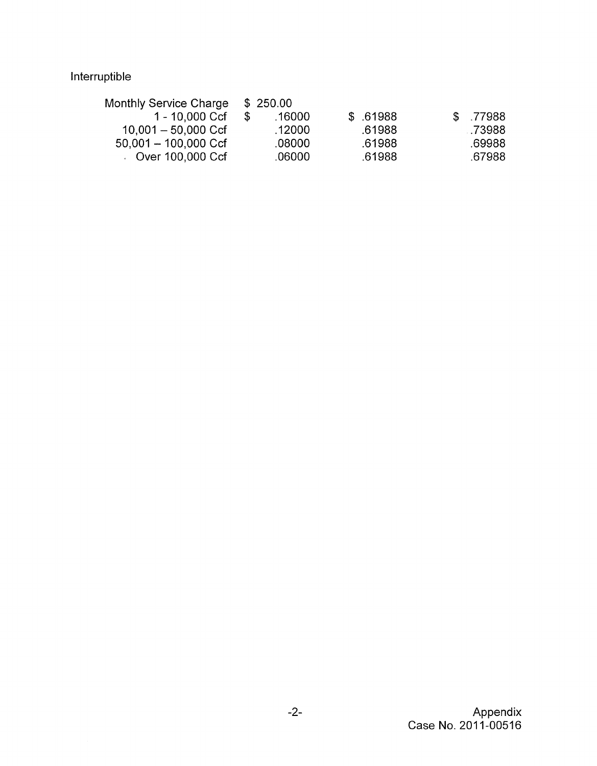Interruptible

| | | | |
|---|---|---|---|
| Monthly Service Charge | $ 250.00 | | |
| 1 - 10,000 Ccf | $ .16000 | $ .61988 | $ .77988 |
| 10,001 – 50,000 Ccf | .12000 | .61988 | .73988 |
| 50,001 – 100,000 Ccf | .08000 | .61988 | .69988 |
| Over 100,000 Ccf | .06000 | .61988 | .67988 |

Appendix
Case No. 2011-00516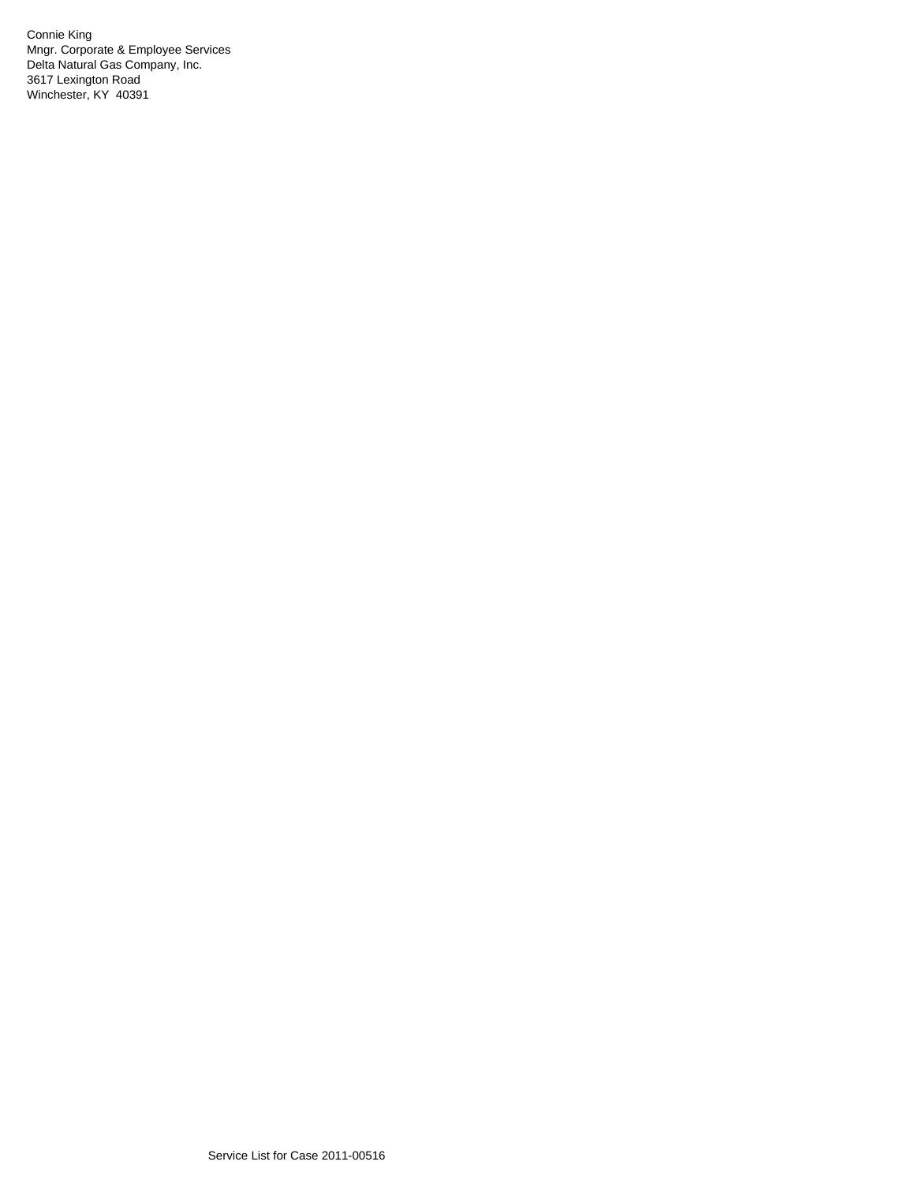Connie King
Mngr. Corporate & Employee Services
Delta Natural Gas Company, Inc.
3617 Lexington Road
Winchester, KY  40391